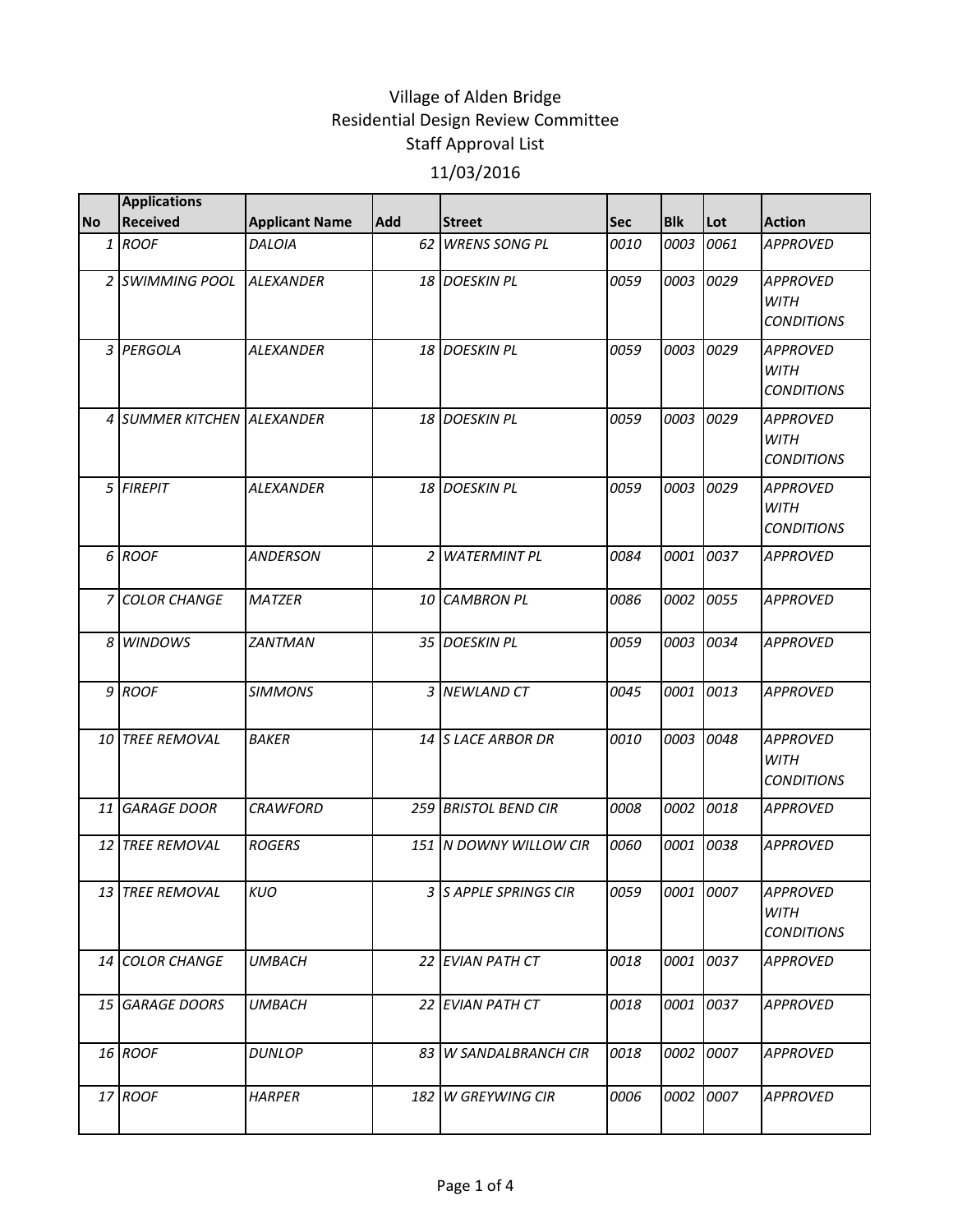# Village of Alden Bridge
## Residential Design Review Committee
## Staff Approval List
## 11/03/2016

| No | Applications Received | Applicant Name | Add | Street | Sec | Blk | Lot | Action |
|---|---|---|---|---|---|---|---|---|
| 1 | ROOF | DALOIA | 62 | WRENS SONG PL | 0010 | 0003 | 0061 | APPROVED |
| 2 | SWIMMING POOL | ALEXANDER | 18 | DOESKIN PL | 0059 | 0003 | 0029 | APPROVED WITH CONDITIONS |
| 3 | PERGOLA | ALEXANDER | 18 | DOESKIN PL | 0059 | 0003 | 0029 | APPROVED WITH CONDITIONS |
| 4 | SUMMER KITCHEN | ALEXANDER | 18 | DOESKIN PL | 0059 | 0003 | 0029 | APPROVED WITH CONDITIONS |
| 5 | FIREPIT | ALEXANDER | 18 | DOESKIN PL | 0059 | 0003 | 0029 | APPROVED WITH CONDITIONS |
| 6 | ROOF | ANDERSON | 2 | WATERMINT PL | 0084 | 0001 | 0037 | APPROVED |
| 7 | COLOR CHANGE | MATZER | 10 | CAMBRON PL | 0086 | 0002 | 0055 | APPROVED |
| 8 | WINDOWS | ZANTMAN | 35 | DOESKIN PL | 0059 | 0003 | 0034 | APPROVED |
| 9 | ROOF | SIMMONS | 3 | NEWLAND CT | 0045 | 0001 | 0013 | APPROVED |
| 10 | TREE REMOVAL | BAKER | 14 | S LACE ARBOR DR | 0010 | 0003 | 0048 | APPROVED WITH CONDITIONS |
| 11 | GARAGE DOOR | CRAWFORD | 259 | BRISTOL BEND CIR | 0008 | 0002 | 0018 | APPROVED |
| 12 | TREE REMOVAL | ROGERS | 151 | N DOWNY WILLOW CIR | 0060 | 0001 | 0038 | APPROVED |
| 13 | TREE REMOVAL | KUO | 3 | S APPLE SPRINGS CIR | 0059 | 0001 | 0007 | APPROVED WITH CONDITIONS |
| 14 | COLOR CHANGE | UMBACH | 22 | EVIAN PATH CT | 0018 | 0001 | 0037 | APPROVED |
| 15 | GARAGE DOORS | UMBACH | 22 | EVIAN PATH CT | 0018 | 0001 | 0037 | APPROVED |
| 16 | ROOF | DUNLOP | 83 | W SANDALBRANCH CIR | 0018 | 0002 | 0007 | APPROVED |
| 17 | ROOF | HARPER | 182 | W GREYWING CIR | 0006 | 0002 | 0007 | APPROVED |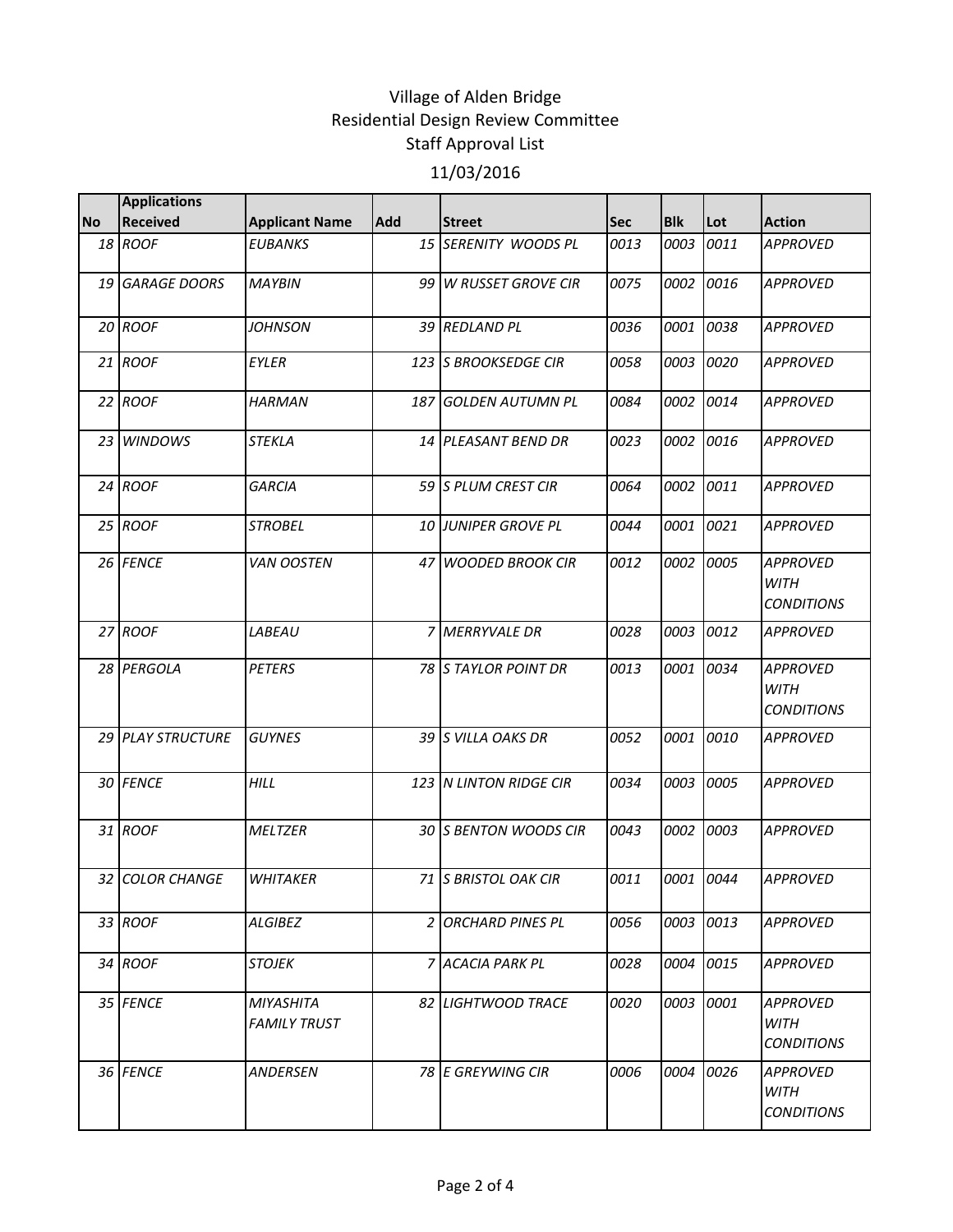Village of Alden Bridge
Residential Design Review Committee
Staff Approval List
11/03/2016

| No | Applications Received | Applicant Name | Add | Street | Sec | Blk | Lot | Action |
|---|---|---|---|---|---|---|---|---|
| 18 | ROOF | EUBANKS | 15 | SERENITY WOODS PL | 0013 | 0003 | 0011 | APPROVED |
| 19 | GARAGE DOORS | MAYBIN | 99 | W RUSSET GROVE CIR | 0075 | 0002 | 0016 | APPROVED |
| 20 | ROOF | JOHNSON | 39 | REDLAND PL | 0036 | 0001 | 0038 | APPROVED |
| 21 | ROOF | EYLER | 123 | S BROOKSEDGE CIR | 0058 | 0003 | 0020 | APPROVED |
| 22 | ROOF | HARMAN | 187 | GOLDEN AUTUMN PL | 0084 | 0002 | 0014 | APPROVED |
| 23 | WINDOWS | STEKLA | 14 | PLEASANT BEND DR | 0023 | 0002 | 0016 | APPROVED |
| 24 | ROOF | GARCIA | 59 | S PLUM CREST CIR | 0064 | 0002 | 0011 | APPROVED |
| 25 | ROOF | STROBEL | 10 | JUNIPER GROVE PL | 0044 | 0001 | 0021 | APPROVED |
| 26 | FENCE | VAN OOSTEN | 47 | WOODED BROOK CIR | 0012 | 0002 | 0005 | APPROVED WITH CONDITIONS |
| 27 | ROOF | LABEAU | 7 | MERRYVALE DR | 0028 | 0003 | 0012 | APPROVED |
| 28 | PERGOLA | PETERS | 78 | S TAYLOR POINT DR | 0013 | 0001 | 0034 | APPROVED WITH CONDITIONS |
| 29 | PLAY STRUCTURE | GUYNES | 39 | S VILLA OAKS DR | 0052 | 0001 | 0010 | APPROVED |
| 30 | FENCE | HILL | 123 | N LINTON RIDGE CIR | 0034 | 0003 | 0005 | APPROVED |
| 31 | ROOF | MELTZER | 30 | S BENTON WOODS CIR | 0043 | 0002 | 0003 | APPROVED |
| 32 | COLOR CHANGE | WHITAKER | 71 | S BRISTOL OAK CIR | 0011 | 0001 | 0044 | APPROVED |
| 33 | ROOF | ALGIBEZ | 2 | ORCHARD PINES PL | 0056 | 0003 | 0013 | APPROVED |
| 34 | ROOF | STOJEK | 7 | ACACIA PARK PL | 0028 | 0004 | 0015 | APPROVED |
| 35 | FENCE | MIYASHITA FAMILY TRUST | 82 | LIGHTWOOD TRACE | 0020 | 0003 | 0001 | APPROVED WITH CONDITIONS |
| 36 | FENCE | ANDERSEN | 78 | E GREYWING CIR | 0006 | 0004 | 0026 | APPROVED WITH CONDITIONS |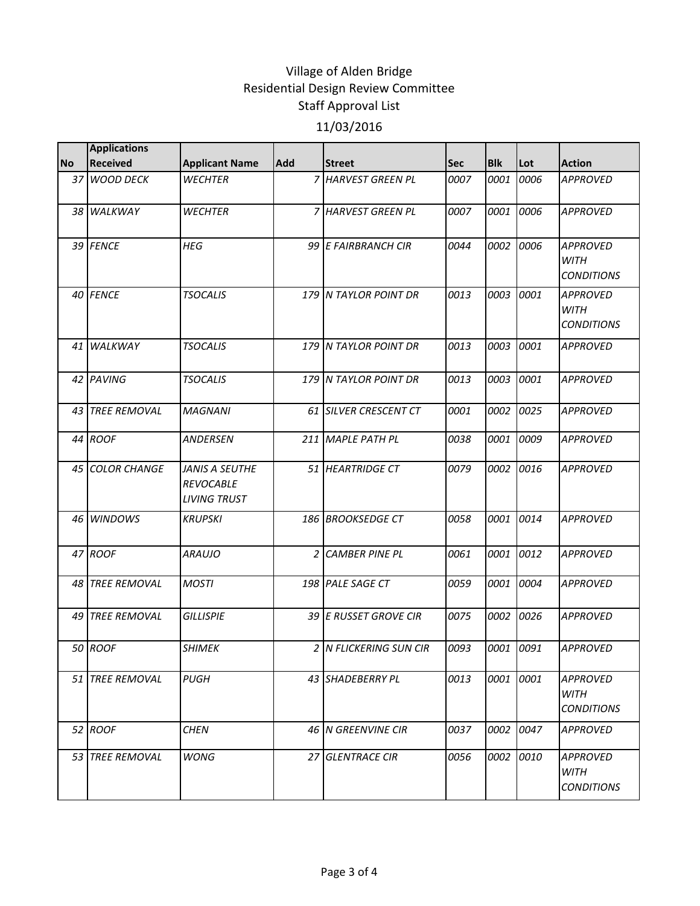# Village of Alden Bridge
## Residential Design Review Committee
## Staff Approval List
## 11/03/2016

| No | Applications Received | Applicant Name | Add | Street | Sec | Blk | Lot | Action |
|---|---|---|---|---|---|---|---|---|
| 37 | WOOD DECK | WECHTER | 7 | HARVEST GREEN PL | 0007 | 0001 | 0006 | APPROVED |
| 38 | WALKWAY | WECHTER | 7 | HARVEST GREEN PL | 0007 | 0001 | 0006 | APPROVED |
| 39 | FENCE | HEG | 99 | E FAIRBRANCH CIR | 0044 | 0002 | 0006 | APPROVED WITH CONDITIONS |
| 40 | FENCE | TSOCALIS | 179 | N TAYLOR POINT DR | 0013 | 0003 | 0001 | APPROVED WITH CONDITIONS |
| 41 | WALKWAY | TSOCALIS | 179 | N TAYLOR POINT DR | 0013 | 0003 | 0001 | APPROVED |
| 42 | PAVING | TSOCALIS | 179 | N TAYLOR POINT DR | 0013 | 0003 | 0001 | APPROVED |
| 43 | TREE REMOVAL | MAGNANI | 61 | SILVER CRESCENT CT | 0001 | 0002 | 0025 | APPROVED |
| 44 | ROOF | ANDERSEN | 211 | MAPLE PATH PL | 0038 | 0001 | 0009 | APPROVED |
| 45 | COLOR CHANGE | JANIS A SEUTHE REVOCABLE LIVING TRUST | 51 | HEARTRIDGE CT | 0079 | 0002 | 0016 | APPROVED |
| 46 | WINDOWS | KRUPSKI | 186 | BROOKSEDGE CT | 0058 | 0001 | 0014 | APPROVED |
| 47 | ROOF | ARAUJO | 2 | CAMBER PINE PL | 0061 | 0001 | 0012 | APPROVED |
| 48 | TREE REMOVAL | MOSTI | 198 | PALE SAGE CT | 0059 | 0001 | 0004 | APPROVED |
| 49 | TREE REMOVAL | GILLISPIE | 39 | E RUSSET GROVE CIR | 0075 | 0002 | 0026 | APPROVED |
| 50 | ROOF | SHIMEK | 2 | N FLICKERING SUN CIR | 0093 | 0001 | 0091 | APPROVED |
| 51 | TREE REMOVAL | PUGH | 43 | SHADEBERRY PL | 0013 | 0001 | 0001 | APPROVED WITH CONDITIONS |
| 52 | ROOF | CHEN | 46 | N GREENVINE CIR | 0037 | 0002 | 0047 | APPROVED |
| 53 | TREE REMOVAL | WONG | 27 | GLENTRACE CIR | 0056 | 0002 | 0010 | APPROVED WITH CONDITIONS |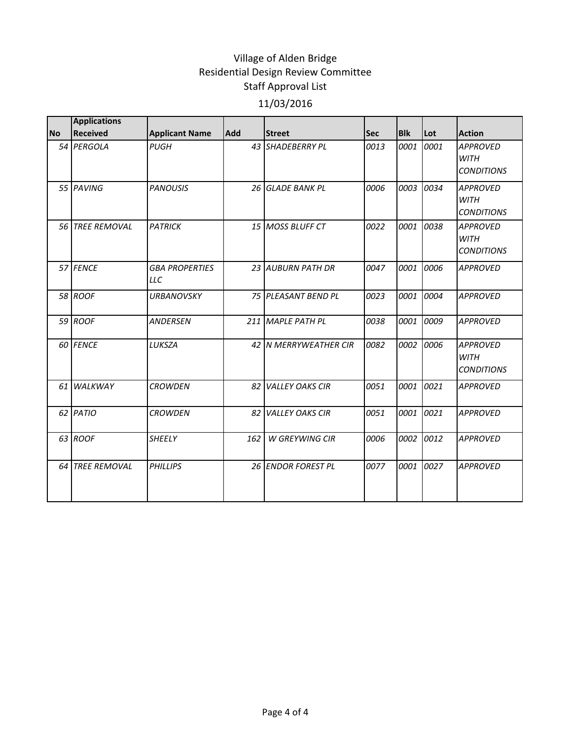# Village of Alden Bridge
## Residential Design Review Committee
## Staff Approval List
## 11/03/2016

| No | Applications Received | Applicant Name | Add | Street | Sec | Blk | Lot | Action |
|---|---|---|---|---|---|---|---|---|
| 54 | *PERGOLA* | *PUGH* | 43 | *SHADEBERRY PL* | *0013* | *0001* | *0001* | *APPROVED WITH CONDITIONS* |
| 55 | *PAVING* | *PANOUSIS* | 26 | *GLADE BANK PL* | *0006* | *0003* | *0034* | *APPROVED WITH CONDITIONS* |
| 56 | *TREE REMOVAL* | *PATRICK* | 15 | *MOSS BLUFF CT* | *0022* | *0001* | *0038* | *APPROVED WITH CONDITIONS* |
| 57 | *FENCE* | *GBA PROPERTIES LLC* | 23 | *AUBURN PATH DR* | *0047* | *0001* | *0006* | *APPROVED* |
| 58 | *ROOF* | *URBANOVSKY* | 75 | *PLEASANT BEND PL* | *0023* | *0001* | *0004* | *APPROVED* |
| 59 | *ROOF* | *ANDERSEN* | 211 | *MAPLE PATH PL* | *0038* | *0001* | *0009* | *APPROVED* |
| 60 | *FENCE* | *LUKSZA* | 42 | *N MERRYWEATHER CIR* | *0082* | *0002* | *0006* | *APPROVED WITH CONDITIONS* |
| 61 | *WALKWAY* | *CROWDEN* | 82 | *VALLEY OAKS CIR* | *0051* | *0001* | *0021* | *APPROVED* |
| 62 | *PATIO* | *CROWDEN* | 82 | *VALLEY OAKS CIR* | *0051* | *0001* | *0021* | *APPROVED* |
| 63 | *ROOF* | *SHEELY* | 162 | *W GREYWING CIR* | *0006* | *0002* | *0012* | *APPROVED* |
| 64 | *TREE REMOVAL* | *PHILLIPS* | 26 | *ENDOR FOREST PL* | *0077* | *0001* | *0027* | *APPROVED* |